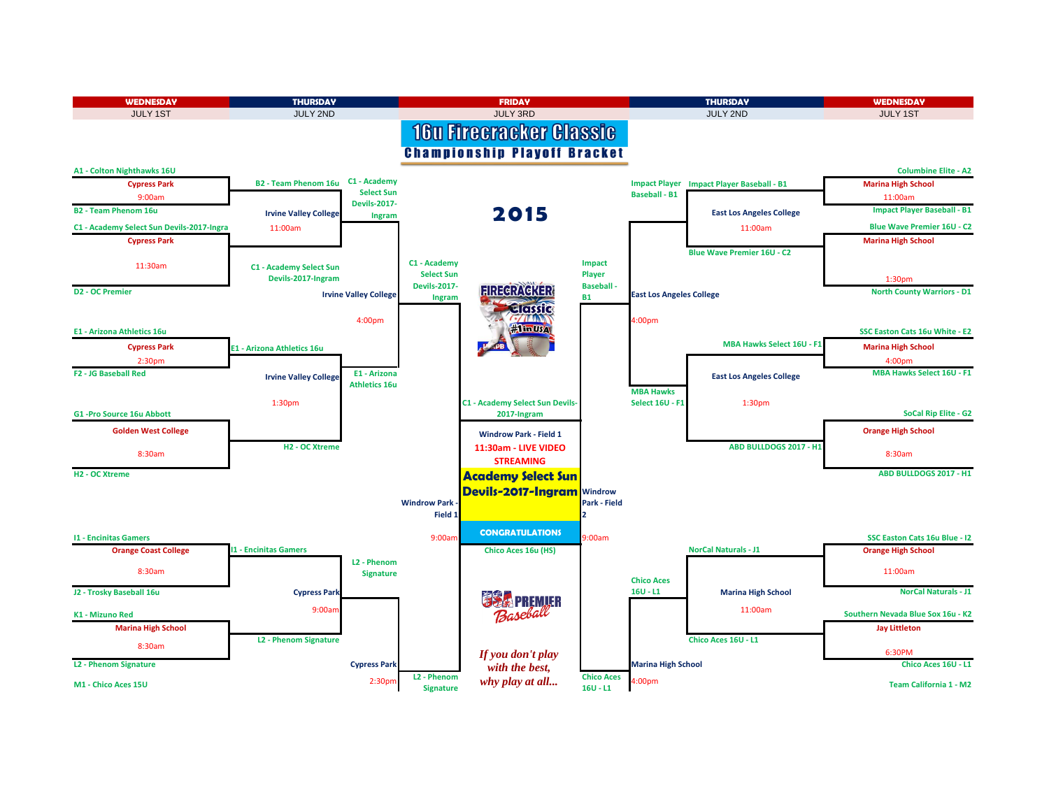| WEDNESDAY | THURSDAY | FRIDAY | THURSDAY | WEDNESDAY |
|---|---|---|---|---|
| JULY 1ST | JULY 2ND | JULY 3RD | JULY 2ND | JULY 1ST |

# 16u Firecracker Classic

## Championship Playoff Bracket

**2015**

A1 - Colton Nighthawks 16U
Cypress Park
9:00am
B2 - Team Phenom 16u

B2 - Team Phenom 16u
Irvine Valley College
11:00am

C1 - Academy Select Sun Devils-2017-Ingram

C1 - Academy Select Sun Devils-2017-Ingra
Cypress Park
11:30am
D2 - OC Premier

C1 - Academy Select Sun Devils-2017-Ingram
Irvine Valley College
4:00pm

C1 - Academy Select Sun Devils-2017-Ingram

E1 - Arizona Athletics 16u
Cypress Park
2:30pm
F2 - JG Baseball Red

E1 - Arizona Athletics 16u
Irvine Valley College
1:30pm

E1 - Arizona Athletics 16u

G1 -Pro Source 16u Abbott
Golden West College
8:30am
H2 - OC Xtreme

H2 - OC Xtreme

C1 - Academy Select Sun Devils-2017-Ingram

Windrow Park - Field 1
11:30am - LIVE VIDEO STREAMING

**Academy Select Sun Devils-2017-Ingram**

CONGRATULATIONS

Chico Aces 16u (HS)

Windrow Park - Field 1
9:00am

Windrow Park - Field 2
9:00am

I1 - Encinitas Gamers
Orange Coast College
8:30am
J2 - Trosky Baseball 16u

I1 - Encinitas Gamers
Cypress Park
9:00am

L2 - Phenom Signature

K1 - Mizuno Red
Marina High School
8:30am
L2 - Phenom Signature

L2 - Phenom Signature
Cypress Park
2:30pm

L2 - Phenom Signature

M1 - Chico Aces 15U

Impact Player Baseball - B1

Impact Player Baseball - B1

Columbine Elite - A2
Marina High School
11:00am
Impact Player Baseball - B1

Impact Player Baseball - B1
East Los Angeles College
11:00am
Blue Wave Premier 16U - C2

Blue Wave Premier 16U - C2
Marina High School
1:30pm
North County Warriors - D1

Impact Player Baseball - B1
East Los Angeles College
4:00pm

MBA Hawks Select 16U - F1

SSC Easton Cats 16u White - E2
Marina High School
4:00pm
MBA Hawks Select 16U - F1

MBA Hawks Select 16U - F1
East Los Angeles College
1:30pm
ABD BULLDOGS 2017 - H1

SoCal Rip Elite - G2
Orange High School
8:30am
ABD BULLDOGS 2017 - H1

SSC Easton Cats 16u Blue - I2
Orange High School
11:00am
NorCal Naturals - J1

NorCal Naturals - J1
Marina High School
11:00am
Chico Aces 16U - L1

Chico Aces 16U - L1

Southern Nevada Blue Sox 16u - K2
Jay Littleton
6:30PM
Chico Aces 16U - L1

Marina High School
4:00pm
Chico Aces 16U - L1

Team California 1 - M2

*If you don't play with the best, why play at all...*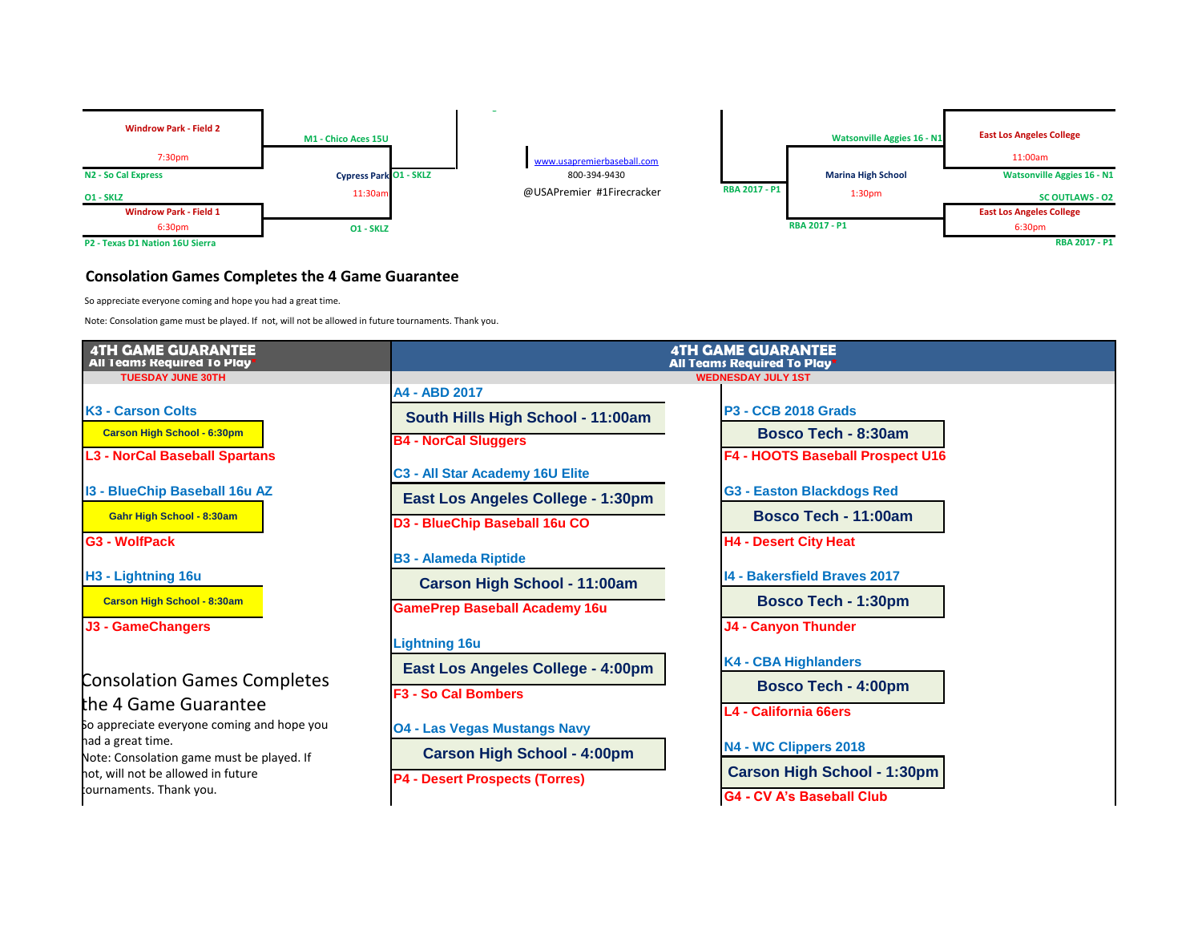Windrow Park - Field 2

7:30pm

N2 - So Cal Express

M1 - Chico Aces 15U

Cypress Park

11:30am

O1 - SKLZ

O1 - SKLZ

Windrow Park - Field 1

6:30pm

P2 - Texas D1 Nation 16U Sierra

O1 - SKLZ

www.usapremierbaseball.com

800-394-9430

@USAPremier #1Firecracker

Watsonville Aggies 16 - N1

East Los Angeles College

11:00am

Watsonville Aggies 16 - N1

Marina High School

1:30pm

RBA 2017 - P1

SC OUTLAWS - O2

East Los Angeles College

6:30pm

RBA 2017 - P1

RBA 2017 - P1

## Consolation Games Completes the 4 Game Guarantee

So appreciate everyone coming and hope you had a great time.

Note: Consolation game must be played. If not, will not be allowed in future tournaments. Thank you.

| 4TH GAME GUARANTEE<br>All Teams Required To Play*<br>TUESDAY JUNE 30TH | 4TH GAME GUARANTEE<br>All Teams Required To Play*<br>WEDNESDAY JULY 1ST | |
|---|---|---|
| K3 - Carson Colts | A4 - ABD 2017 | P3 - CCB 2018 Grads |
| Carson High School - 6:30pm | South Hills High School - 11:00am | Bosco Tech - 8:30am |
| L3 - NorCal Baseball Spartans | B4 - NorCal Sluggers | F4 - HOOTS Baseball Prospect U16 |
| I3 - BlueChip Baseball 16u AZ | C3 - All Star Academy 16U Elite | G3 - Easton Blackdogs Red |
| Gahr High School - 8:30am | East Los Angeles College - 1:30pm | Bosco Tech - 11:00am |
| G3 - WolfPack | D3 - BlueChip Baseball 16u CO | H4 - Desert City Heat |
| H3 - Lightning 16u | B3 - Alameda Riptide | I4 - Bakersfield Braves 2017 |
| Carson High School - 8:30am | Carson High School - 11:00am | Bosco Tech - 1:30pm |
| J3 - GameChangers | GamePrep Baseball Academy 16u | J4 - Canyon Thunder |
| | Lightning 16u | K4 - CBA Highlanders |
| | East Los Angeles College - 4:00pm | Bosco Tech - 4:00pm |
| | F3 - So Cal Bombers | L4 - California 66ers |
| | O4 - Las Vegas Mustangs Navy | N4 - WC Clippers 2018 |
| | Carson High School - 4:00pm | Carson High School - 1:30pm |
| | P4 - Desert Prospects (Torres) | G4 - CV A's Baseball Club |

Consolation Games Completes the 4 Game Guarantee

So appreciate everyone coming and hope you had a great time.

Note: Consolation game must be played. If not, will not be allowed in future tournaments. Thank you.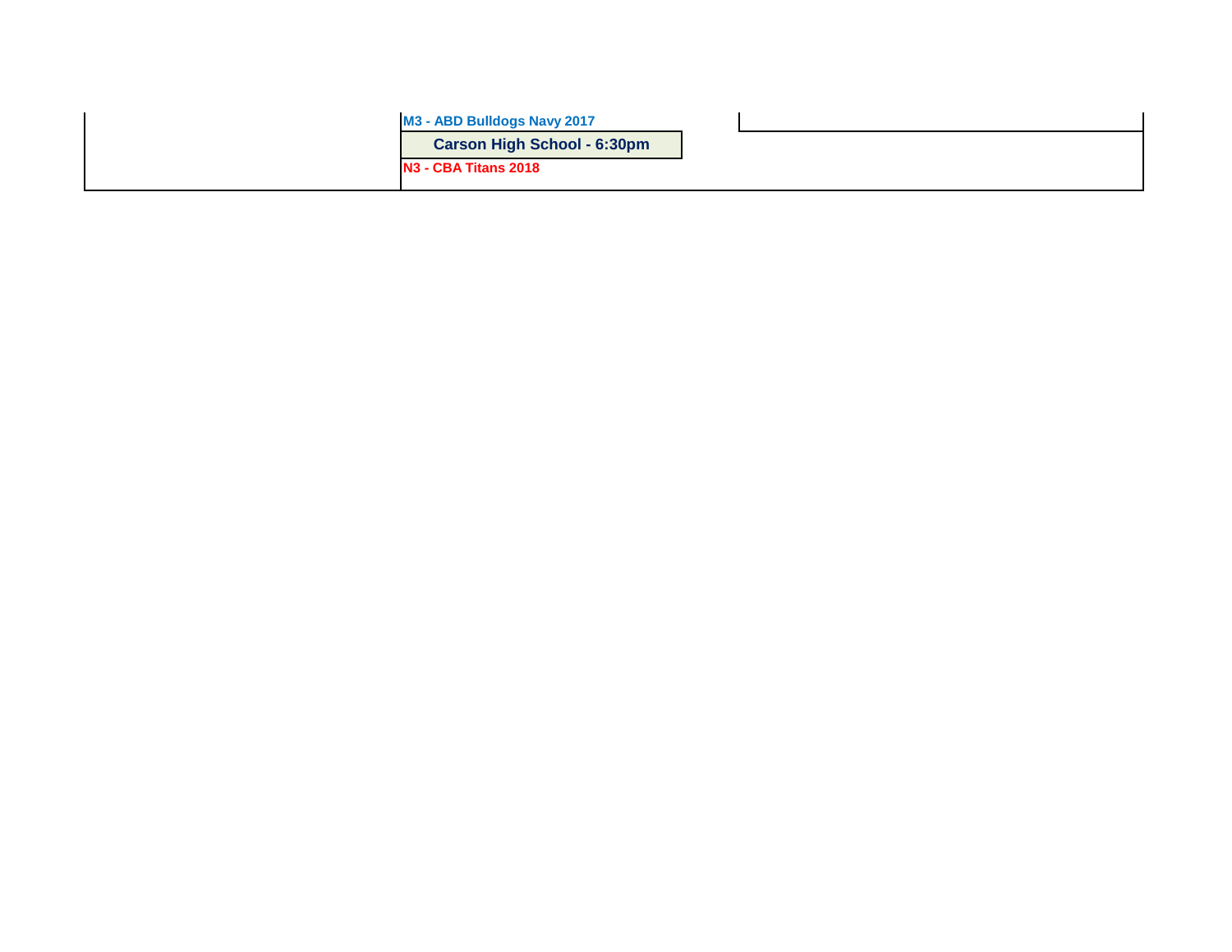M3 - ABD Bulldogs Navy 2017

**Carson High School - 6:30pm**

N3 - CBA Titans 2018